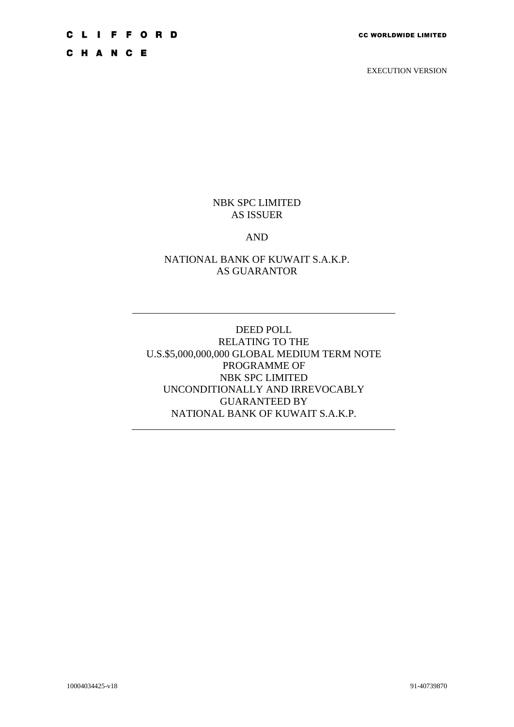CLIFFORD CHANCE

CC WORLDWIDE LIMITED

EXECUTION VERSION

NBK SPC LIMITED
AS ISSUER

AND

NATIONAL BANK OF KUWAIT S.A.K.P.
AS GUARANTOR

---

DEED POLL
RELATING TO THE
U.S.$5,000,000,000 GLOBAL MEDIUM TERM NOTE
PROGRAMME OF
NBK SPC LIMITED
UNCONDITIONALLY AND IRREVOCABLY
GUARANTEED BY
NATIONAL BANK OF KUWAIT S.A.K.P.

---

10004034425-v18

91-40739870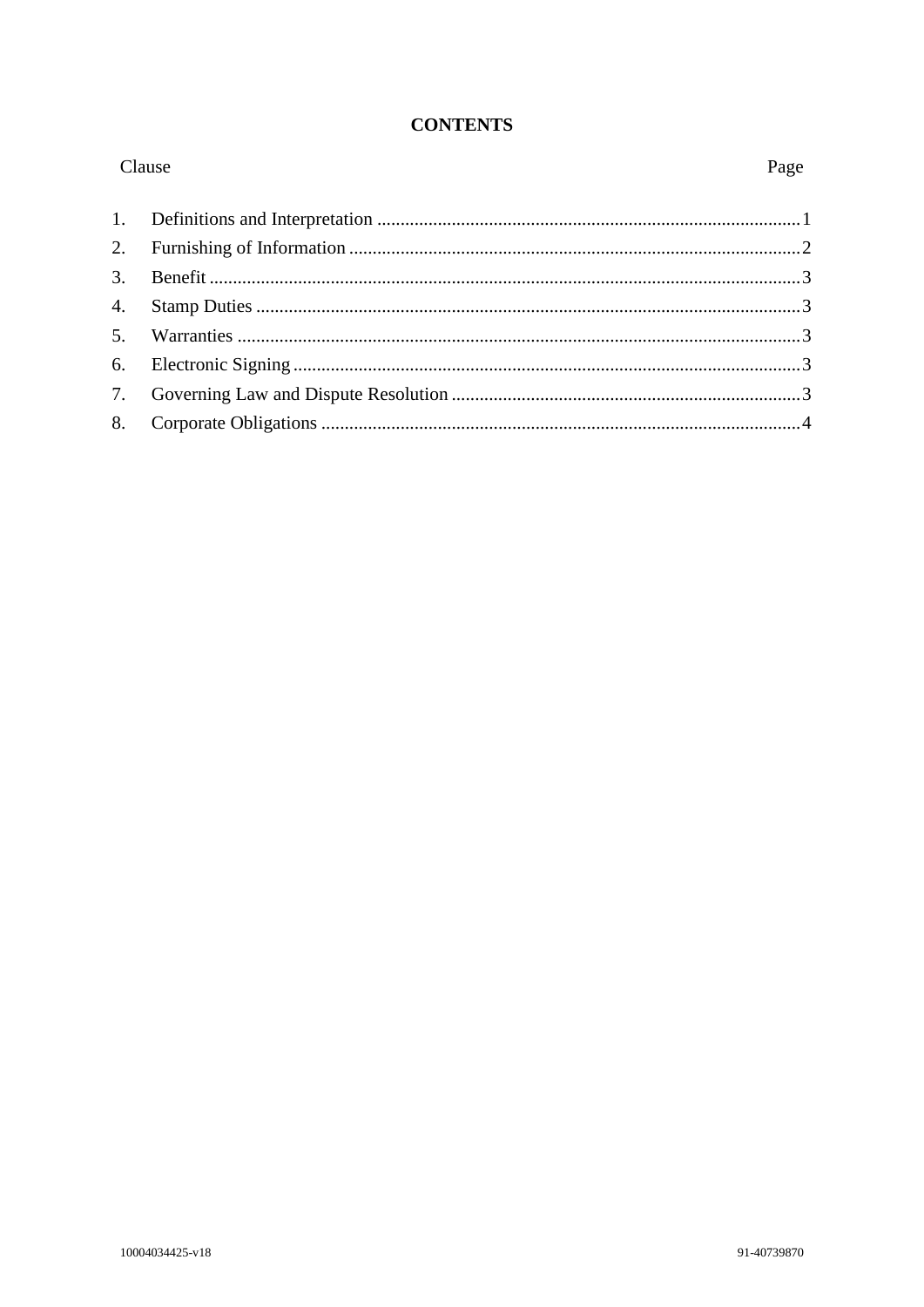# CONTENTS

| Clause | | Page |
|---|---|---|
| 1. | Definitions and Interpretation | 1 |
| 2. | Furnishing of Information | 2 |
| 3. | Benefit | 3 |
| 4. | Stamp Duties | 3 |
| 5. | Warranties | 3 |
| 6. | Electronic Signing | 3 |
| 7. | Governing Law and Dispute Resolution | 3 |
| 8. | Corporate Obligations | 4 |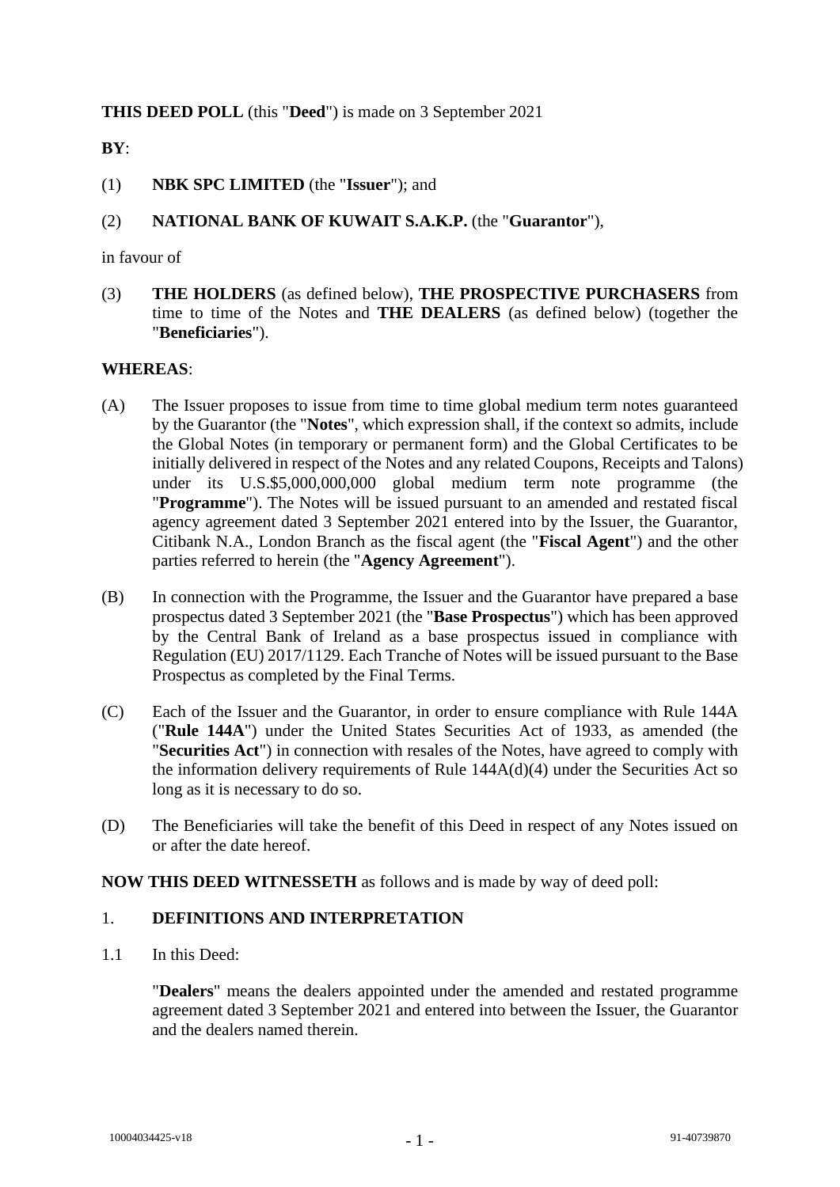**THIS DEED POLL** (this "**Deed**") is made on 3 September 2021

**BY**:

(1) **NBK SPC LIMITED** (the "**Issuer**"); and

(2) **NATIONAL BANK OF KUWAIT S.A.K.P.** (the "**Guarantor**"),

in favour of

(3) **THE HOLDERS** (as defined below), **THE PROSPECTIVE PURCHASERS** from time to time of the Notes and **THE DEALERS** (as defined below) (together the "**Beneficiaries**").

**WHEREAS**:

(A) The Issuer proposes to issue from time to time global medium term notes guaranteed by the Guarantor (the "**Notes**", which expression shall, if the context so admits, include the Global Notes (in temporary or permanent form) and the Global Certificates to be initially delivered in respect of the Notes and any related Coupons, Receipts and Talons) under its U.S.$5,000,000,000 global medium term note programme (the "**Programme**"). The Notes will be issued pursuant to an amended and restated fiscal agency agreement dated 3 September 2021 entered into by the Issuer, the Guarantor, Citibank N.A., London Branch as the fiscal agent (the "**Fiscal Agent**") and the other parties referred to herein (the "**Agency Agreement**").

(B) In connection with the Programme, the Issuer and the Guarantor have prepared a base prospectus dated 3 September 2021 (the "**Base Prospectus**") which has been approved by the Central Bank of Ireland as a base prospectus issued in compliance with Regulation (EU) 2017/1129. Each Tranche of Notes will be issued pursuant to the Base Prospectus as completed by the Final Terms.

(C) Each of the Issuer and the Guarantor, in order to ensure compliance with Rule 144A ("**Rule 144A**") under the United States Securities Act of 1933, as amended (the "**Securities Act**") in connection with resales of the Notes, have agreed to comply with the information delivery requirements of Rule 144A(d)(4) under the Securities Act so long as it is necessary to do so.

(D) The Beneficiaries will take the benefit of this Deed in respect of any Notes issued on or after the date hereof.

**NOW THIS DEED WITNESSETH** as follows and is made by way of deed poll:

## 1. DEFINITIONS AND INTERPRETATION

1.1 In this Deed:

"**Dealers**" means the dealers appointed under the amended and restated programme agreement dated 3 September 2021 and entered into between the Issuer, the Guarantor and the dealers named therein.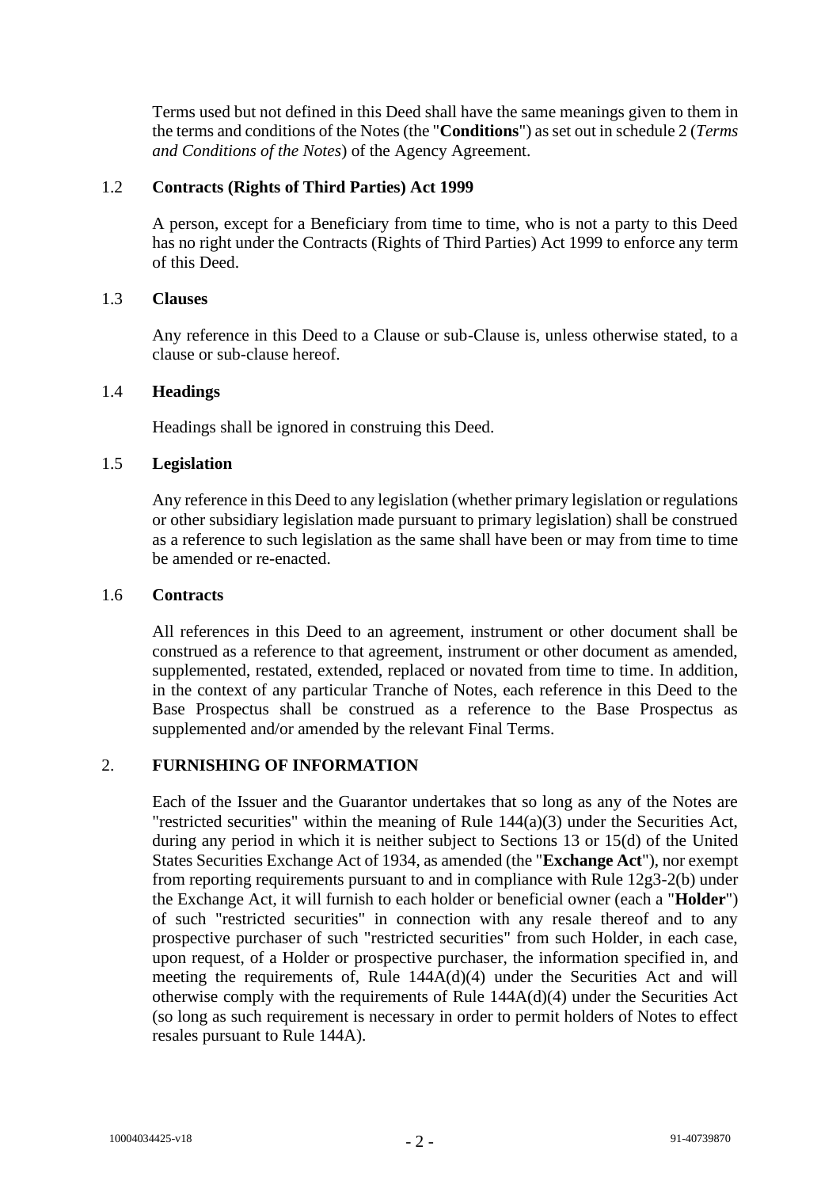Terms used but not defined in this Deed shall have the same meanings given to them in the terms and conditions of the Notes (the "**Conditions**") as set out in schedule 2 (*Terms and Conditions of the Notes*) of the Agency Agreement.

### 1.2 Contracts (Rights of Third Parties) Act 1999

A person, except for a Beneficiary from time to time, who is not a party to this Deed has no right under the Contracts (Rights of Third Parties) Act 1999 to enforce any term of this Deed.

### 1.3 Clauses

Any reference in this Deed to a Clause or sub-Clause is, unless otherwise stated, to a clause or sub-clause hereof.

### 1.4 Headings

Headings shall be ignored in construing this Deed.

### 1.5 Legislation

Any reference in this Deed to any legislation (whether primary legislation or regulations or other subsidiary legislation made pursuant to primary legislation) shall be construed as a reference to such legislation as the same shall have been or may from time to time be amended or re-enacted.

### 1.6 Contracts

All references in this Deed to an agreement, instrument or other document shall be construed as a reference to that agreement, instrument or other document as amended, supplemented, restated, extended, replaced or novated from time to time. In addition, in the context of any particular Tranche of Notes, each reference in this Deed to the Base Prospectus shall be construed as a reference to the Base Prospectus as supplemented and/or amended by the relevant Final Terms.

## 2. FURNISHING OF INFORMATION

Each of the Issuer and the Guarantor undertakes that so long as any of the Notes are "restricted securities" within the meaning of Rule 144(a)(3) under the Securities Act, during any period in which it is neither subject to Sections 13 or 15(d) of the United States Securities Exchange Act of 1934, as amended (the "**Exchange Act**"), nor exempt from reporting requirements pursuant to and in compliance with Rule 12g3-2(b) under the Exchange Act, it will furnish to each holder or beneficial owner (each a "**Holder**") of such "restricted securities" in connection with any resale thereof and to any prospective purchaser of such "restricted securities" from such Holder, in each case, upon request, of a Holder or prospective purchaser, the information specified in, and meeting the requirements of, Rule 144A(d)(4) under the Securities Act and will otherwise comply with the requirements of Rule 144A(d)(4) under the Securities Act (so long as such requirement is necessary in order to permit holders of Notes to effect resales pursuant to Rule 144A).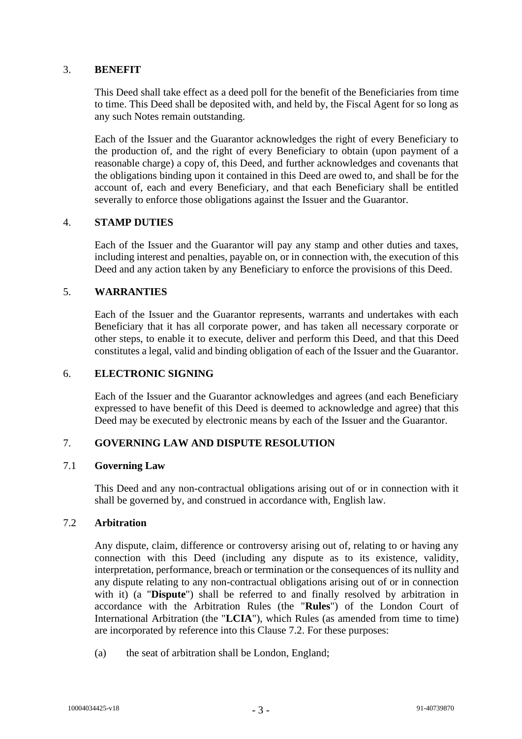## 3. BENEFIT

This Deed shall take effect as a deed poll for the benefit of the Beneficiaries from time to time. This Deed shall be deposited with, and held by, the Fiscal Agent for so long as any such Notes remain outstanding.

Each of the Issuer and the Guarantor acknowledges the right of every Beneficiary to the production of, and the right of every Beneficiary to obtain (upon payment of a reasonable charge) a copy of, this Deed, and further acknowledges and covenants that the obligations binding upon it contained in this Deed are owed to, and shall be for the account of, each and every Beneficiary, and that each Beneficiary shall be entitled severally to enforce those obligations against the Issuer and the Guarantor.

## 4. STAMP DUTIES

Each of the Issuer and the Guarantor will pay any stamp and other duties and taxes, including interest and penalties, payable on, or in connection with, the execution of this Deed and any action taken by any Beneficiary to enforce the provisions of this Deed.

## 5. WARRANTIES

Each of the Issuer and the Guarantor represents, warrants and undertakes with each Beneficiary that it has all corporate power, and has taken all necessary corporate or other steps, to enable it to execute, deliver and perform this Deed, and that this Deed constitutes a legal, valid and binding obligation of each of the Issuer and the Guarantor.

## 6. ELECTRONIC SIGNING

Each of the Issuer and the Guarantor acknowledges and agrees (and each Beneficiary expressed to have benefit of this Deed is deemed to acknowledge and agree) that this Deed may be executed by electronic means by each of the Issuer and the Guarantor.

## 7. GOVERNING LAW AND DISPUTE RESOLUTION

### 7.1 Governing Law

This Deed and any non-contractual obligations arising out of or in connection with it shall be governed by, and construed in accordance with, English law.

### 7.2 Arbitration

Any dispute, claim, difference or controversy arising out of, relating to or having any connection with this Deed (including any dispute as to its existence, validity, interpretation, performance, breach or termination or the consequences of its nullity and any dispute relating to any non-contractual obligations arising out of or in connection with it) (a "**Dispute**") shall be referred to and finally resolved by arbitration in accordance with the Arbitration Rules (the "**Rules**") of the London Court of International Arbitration (the "**LCIA**"), which Rules (as amended from time to time) are incorporated by reference into this Clause 7.2. For these purposes:

(a) the seat of arbitration shall be London, England;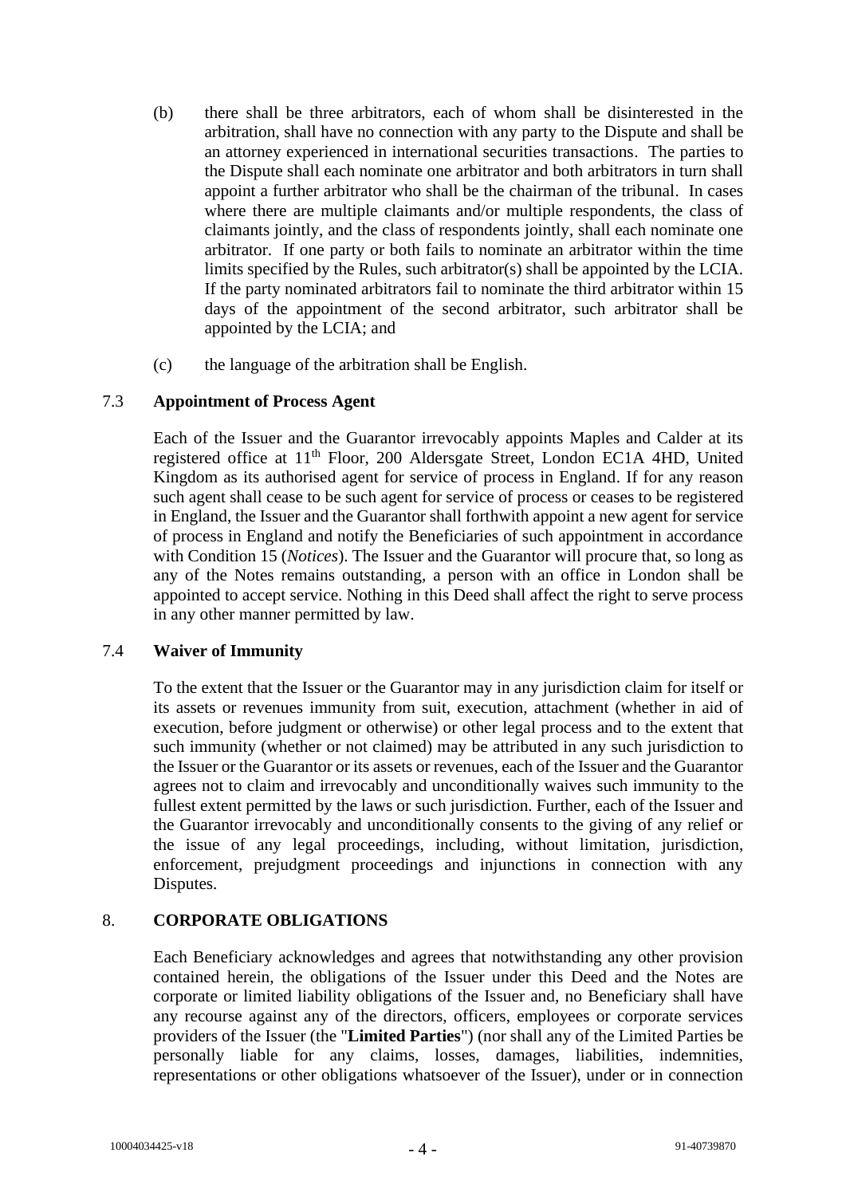(b) there shall be three arbitrators, each of whom shall be disinterested in the arbitration, shall have no connection with any party to the Dispute and shall be an attorney experienced in international securities transactions. The parties to the Dispute shall each nominate one arbitrator and both arbitrators in turn shall appoint a further arbitrator who shall be the chairman of the tribunal. In cases where there are multiple claimants and/or multiple respondents, the class of claimants jointly, and the class of respondents jointly, shall each nominate one arbitrator. If one party or both fails to nominate an arbitrator within the time limits specified by the Rules, such arbitrator(s) shall be appointed by the LCIA. If the party nominated arbitrators fail to nominate the third arbitrator within 15 days of the appointment of the second arbitrator, such arbitrator shall be appointed by the LCIA; and

(c) the language of the arbitration shall be English.

### 7.3 Appointment of Process Agent

Each of the Issuer and the Guarantor irrevocably appoints Maples and Calder at its registered office at 11th Floor, 200 Aldersgate Street, London EC1A 4HD, United Kingdom as its authorised agent for service of process in England. If for any reason such agent shall cease to be such agent for service of process or ceases to be registered in England, the Issuer and the Guarantor shall forthwith appoint a new agent for service of process in England and notify the Beneficiaries of such appointment in accordance with Condition 15 (*Notices*). The Issuer and the Guarantor will procure that, so long as any of the Notes remains outstanding, a person with an office in London shall be appointed to accept service. Nothing in this Deed shall affect the right to serve process in any other manner permitted by law.

### 7.4 Waiver of Immunity

To the extent that the Issuer or the Guarantor may in any jurisdiction claim for itself or its assets or revenues immunity from suit, execution, attachment (whether in aid of execution, before judgment or otherwise) or other legal process and to the extent that such immunity (whether or not claimed) may be attributed in any such jurisdiction to the Issuer or the Guarantor or its assets or revenues, each of the Issuer and the Guarantor agrees not to claim and irrevocably and unconditionally waives such immunity to the fullest extent permitted by the laws or such jurisdiction. Further, each of the Issuer and the Guarantor irrevocably and unconditionally consents to the giving of any relief or the issue of any legal proceedings, including, without limitation, jurisdiction, enforcement, prejudgment proceedings and injunctions in connection with any Disputes.

## 8. CORPORATE OBLIGATIONS

Each Beneficiary acknowledges and agrees that notwithstanding any other provision contained herein, the obligations of the Issuer under this Deed and the Notes are corporate or limited liability obligations of the Issuer and, no Beneficiary shall have any recourse against any of the directors, officers, employees or corporate services providers of the Issuer (the "**Limited Parties**") (nor shall any of the Limited Parties be personally liable for any claims, losses, damages, liabilities, indemnities, representations or other obligations whatsoever of the Issuer), under or in connection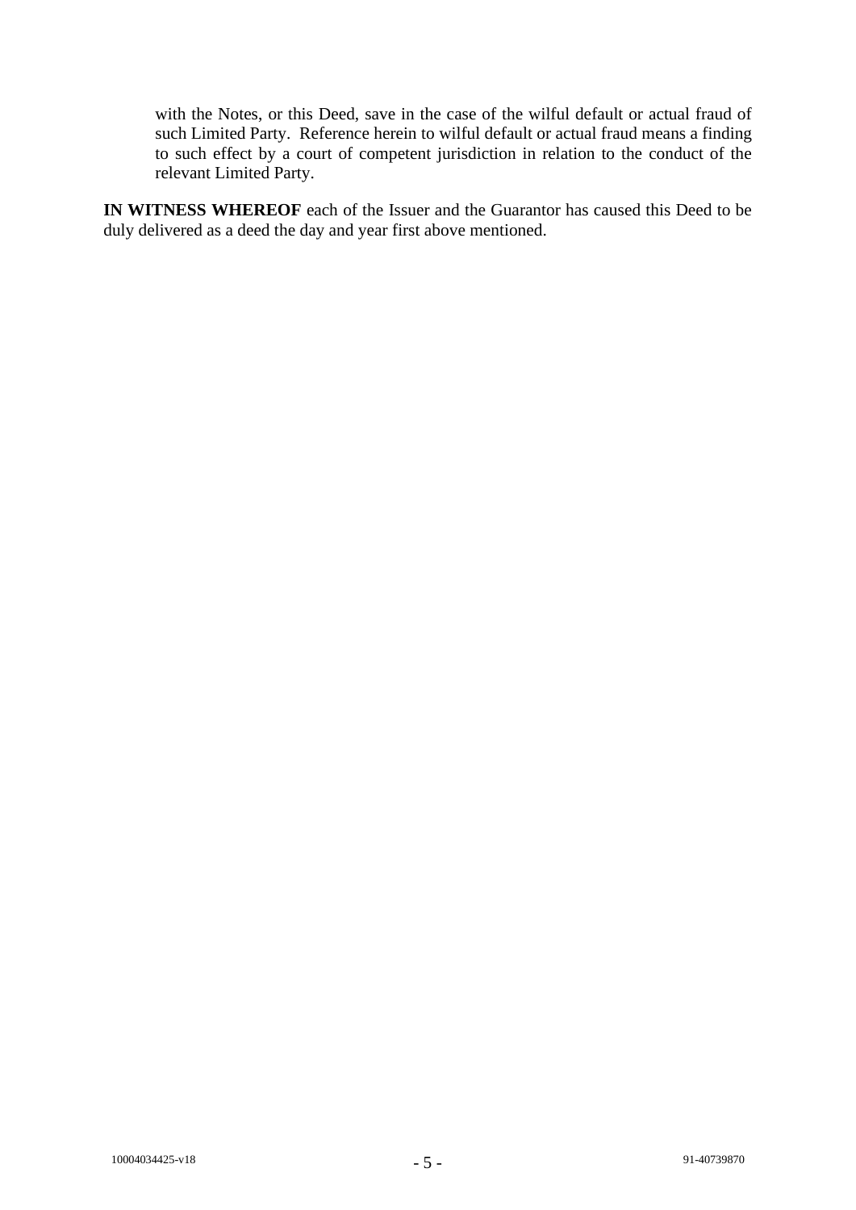with the Notes, or this Deed, save in the case of the wilful default or actual fraud of such Limited Party. Reference herein to wilful default or actual fraud means a finding to such effect by a court of competent jurisdiction in relation to the conduct of the relevant Limited Party.

**IN WITNESS WHEREOF** each of the Issuer and the Guarantor has caused this Deed to be duly delivered as a deed the day and year first above mentioned.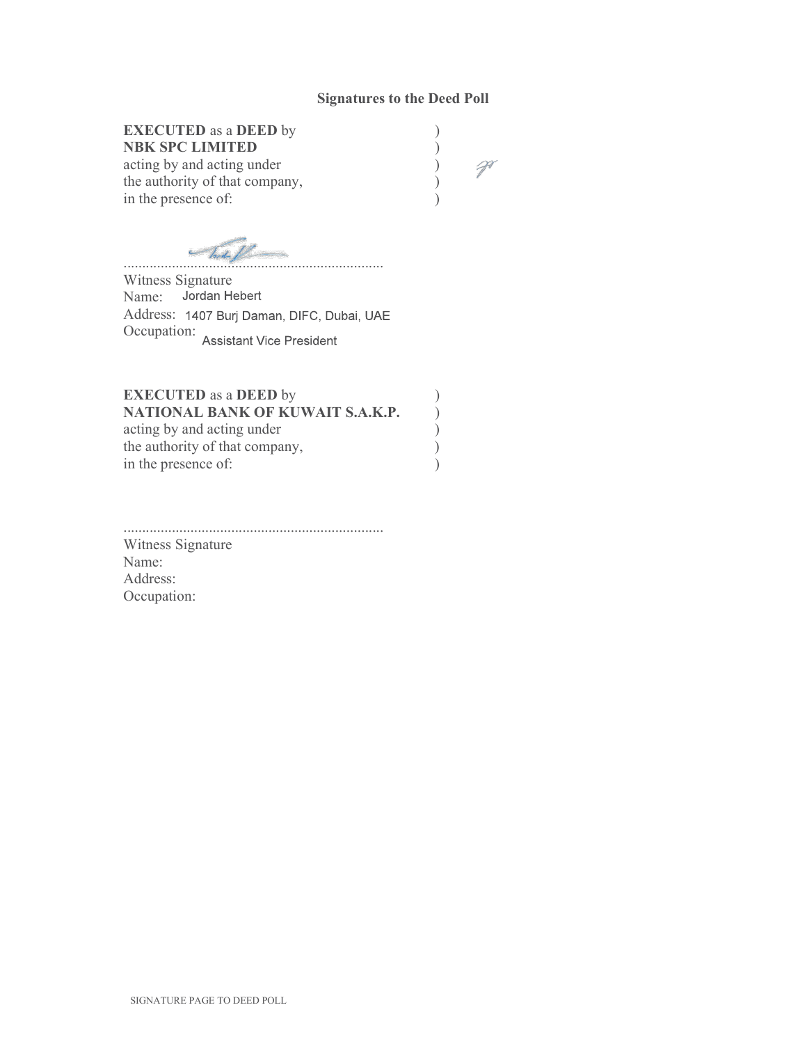## Signatures to the Deed Poll

**EXECUTED** as a **DEED** by )
**NBK SPC LIMITED** )
acting by and acting under )
the authority of that company, )
in the presence of: )

......................................................................
Witness Signature
Name: Jordan Hebert
Address: 1407 Burj Daman, DIFC, Dubai, UAE
Occupation: Assistant Vice President

**EXECUTED** as a **DEED** by )
**NATIONAL BANK OF KUWAIT S.A.K.P.** )
acting by and acting under )
the authority of that company, )
in the presence of: )

......................................................................
Witness Signature
Name:
Address:
Occupation: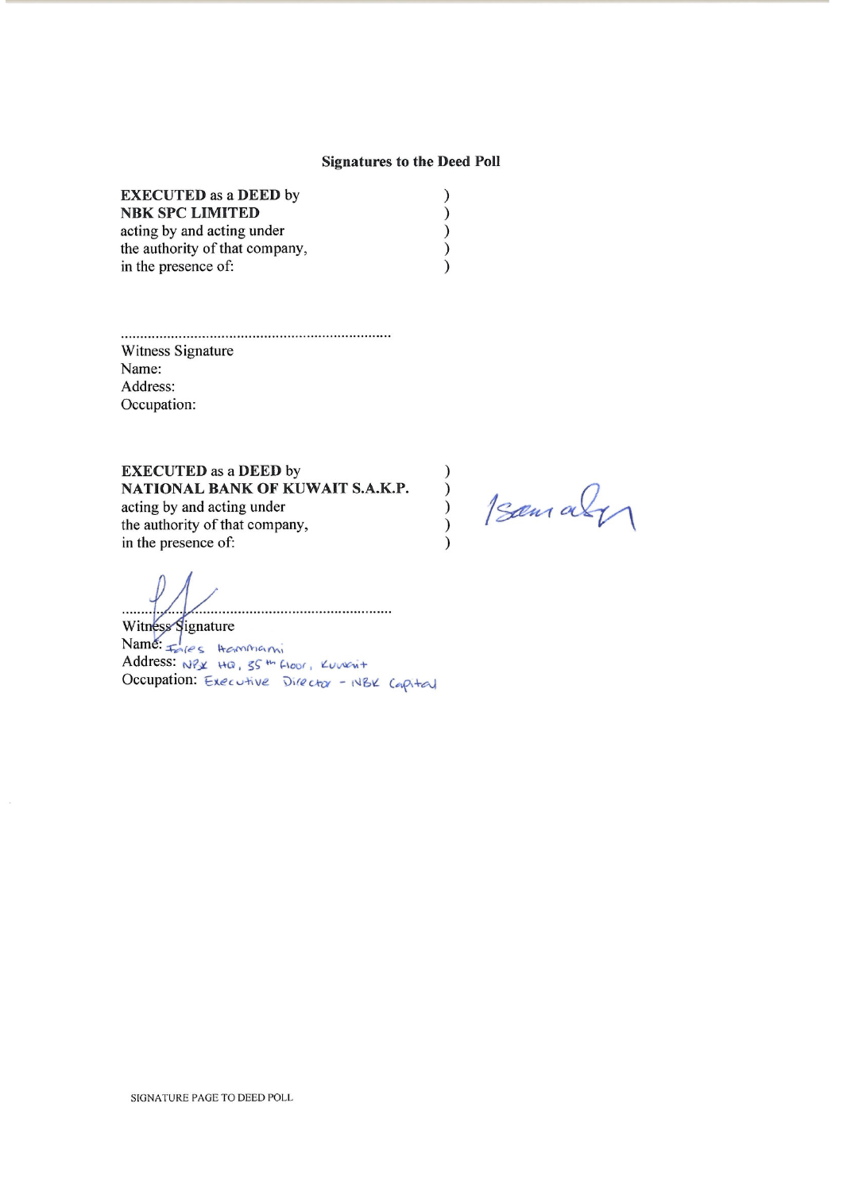**Signatures to the Deed Poll**

**EXECUTED** as a **DEED** by )
**NBK SPC LIMITED** )
acting by and acting under )
the authority of that company, )
in the presence of: )

..........................................................................
Witness Signature
Name:
Address:
Occupation:

**EXECUTED** as a **DEED** by )
**NATIONAL BANK OF KUWAIT S.A.K.P.** )
acting by and acting under )
the authority of that company, )
in the presence of: )

Isam al...

..........................................................................
Witness Signature
Name: Fares Hammami
Address: NBK HQ, 35th Floor, Kuwait
Occupation: Executive Director - NBK Capital

SIGNATURE PAGE TO DEED POLL